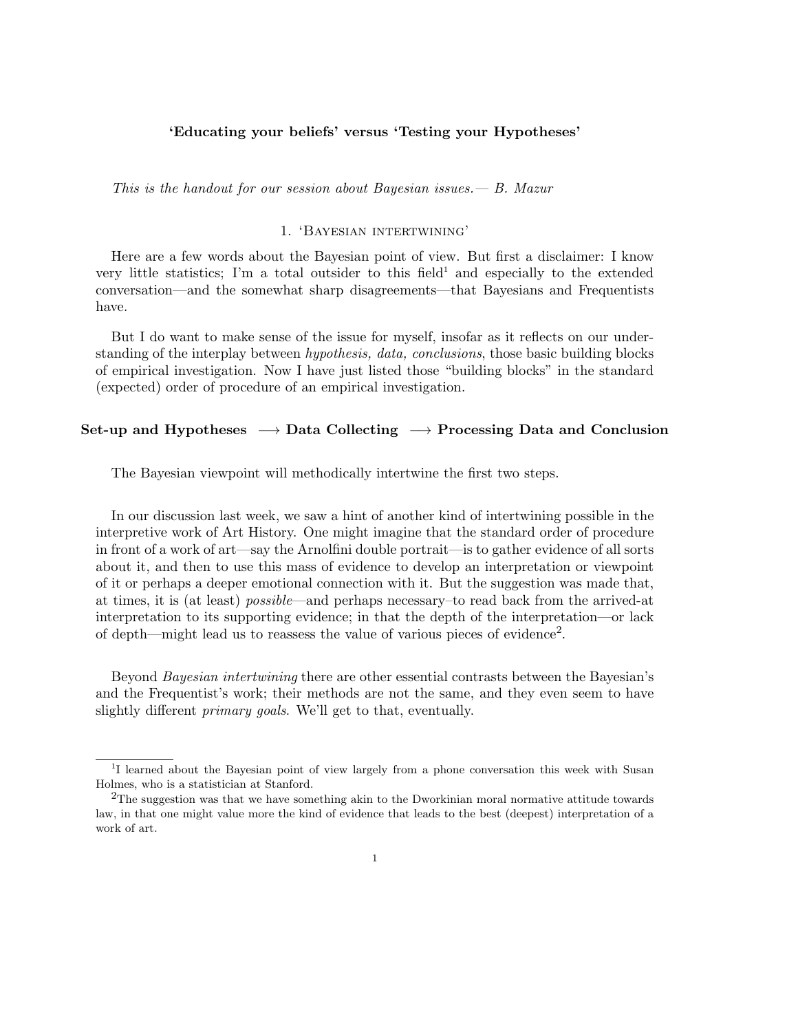# ‘Educating your beliefs’ versus ‘Testing your Hypotheses’

*This is the handout for our session about Bayesian issues.— B. Mazur*

## 1. ‘Bayesian intertwining’

Here are a few words about the Bayesian point of view. But first a disclaimer: I know very little statistics; I’m a total outsider to this field[1] and especially to the extended conversation—and the somewhat sharp disagreements—that Bayesians and Frequentists have.

But I do want to make sense of the issue for myself, insofar as it reflects on our understanding of the interplay between *hypothesis, data, conclusions*, those basic building blocks of empirical investigation. Now I have just listed those “building blocks” in the standard (expected) order of procedure of an empirical investigation.

**Set-up and Hypotheses $\longrightarrow$ Data Collecting $\longrightarrow$ Processing Data and Conclusion**

The Bayesian viewpoint will methodically intertwine the first two steps.

In our discussion last week, we saw a hint of another kind of intertwining possible in the interpretive work of Art History. One might imagine that the standard order of procedure in front of a work of art—say the Arnolfini double portrait—is to gather evidence of all sorts about it, and then to use this mass of evidence to develop an interpretation or viewpoint of it or perhaps a deeper emotional connection with it. But the suggestion was made that, at times, it is (at least) *possible*—and perhaps necessary–to read back from the arrived-at interpretation to its supporting evidence; in that the depth of the interpretation—or lack of depth—might lead us to reassess the value of various pieces of evidence[2].

Beyond *Bayesian intertwining* there are other essential contrasts between the Bayesian’s and the Frequentist’s work; their methods are not the same, and they even seem to have slightly different *primary goals*. We’ll get to that, eventually.

---

[1] I learned about the Bayesian point of view largely from a phone conversation this week with Susan Holmes, who is a statistician at Stanford.

[2] The suggestion was that we have something akin to the Dworkinian moral normative attitude towards law, in that one might value more the kind of evidence that leads to the best (deepest) interpretation of a work of art.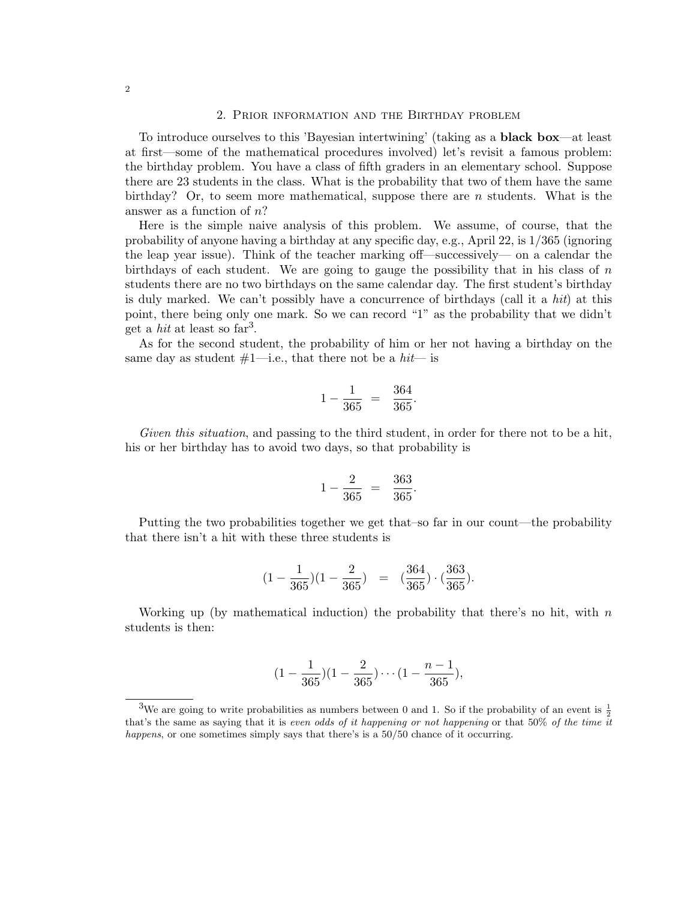## 2. Prior information and the Birthday problem

To introduce ourselves to this 'Bayesian intertwining' (taking as a **black box**—at least at first—some of the mathematical procedures involved) let's revisit a famous problem: the birthday problem. You have a class of fifth graders in an elementary school. Suppose there are 23 students in the class. What is the probability that two of them have the same birthday? Or, to seem more mathematical, suppose there are $n$ students. What is the answer as a function of $n$?

Here is the simple naive analysis of this problem. We assume, of course, that the probability of anyone having a birthday at any specific day, e.g., April 22, is 1/365 (ignoring the leap year issue). Think of the teacher marking off—successively— on a calendar the birthdays of each student. We are going to gauge the possibility that in his class of $n$ students there are no two birthdays on the same calendar day. The first student's birthday is duly marked. We can't possibly have a concurrence of birthdays (call it a *hit*) at this point, there being only one mark. So we can record "1" as the probability that we didn't get a *hit* at least so far[3].

As for the second student, the probability of him or her not having a birthday on the same day as student #1—i.e., that there not be a *hit*— is

$$1 - \frac{1}{365} \;=\; \frac{364}{365}.$$

*Given this situation*, and passing to the third student, in order for there not to be a hit, his or her birthday has to avoid two days, so that probability is

$$1 - \frac{2}{365} \;=\; \frac{363}{365}.$$

Putting the two probabilities together we get that–so far in our count—the probability that there isn't a hit with these three students is

$$(1 - \frac{1}{365})(1 - \frac{2}{365}) \;=\; (\frac{364}{365}) \cdot (\frac{363}{365}).$$

Working up (by mathematical induction) the probability that there's no hit, with $n$ students is then:

$$(1 - \frac{1}{365})(1 - \frac{2}{365}) \cdots (1 - \frac{n-1}{365}),$$

[3] We are going to write probabilities as numbers between 0 and 1. So if the probability of an event is $\frac{1}{2}$ that's the same as saying that it is *even odds of it happening or not happening* or that 50% *of the time it happens*, or one sometimes simply says that there's is a 50/50 chance of it occurring.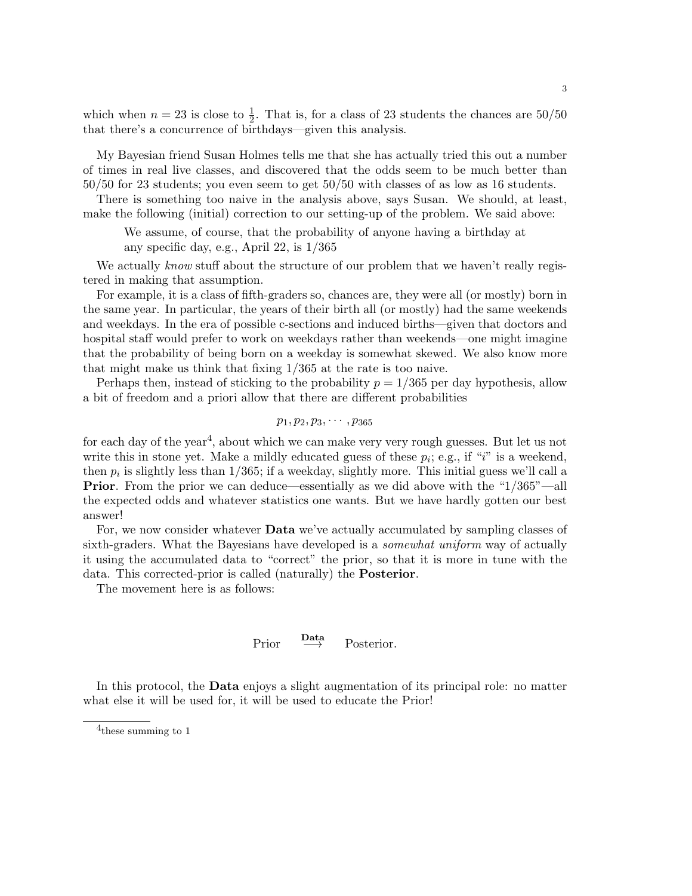which when $n = 23$ is close to $\frac{1}{2}$. That is, for a class of 23 students the chances are 50/50 that there's a concurrence of birthdays—given this analysis.

My Bayesian friend Susan Holmes tells me that she has actually tried this out a number of times in real live classes, and discovered that the odds seem to be much better than 50/50 for 23 students; you even seem to get 50/50 with classes of as low as 16 students.

There is something too naive in the analysis above, says Susan. We should, at least, make the following (initial) correction to our setting-up of the problem. We said above:

> We assume, of course, that the probability of anyone having a birthday at any specific day, e.g., April 22, is 1/365

We actually *know* stuff about the structure of our problem that we haven't really registered in making that assumption.

For example, it is a class of fifth-graders so, chances are, they were all (or mostly) born in the same year. In particular, the years of their birth all (or mostly) had the same weekends and weekdays. In the era of possible c-sections and induced births—given that doctors and hospital staff would prefer to work on weekdays rather than weekends—one might imagine that the probability of being born on a weekday is somewhat skewed. We also know more that might make us think that fixing 1/365 at the rate is too naive.

Perhaps then, instead of sticking to the probability $p = 1/365$ per day hypothesis, allow a bit of freedom and a priori allow that there are different probabilities

$$p_1, p_2, p_3, \cdots, p_{365}$$

for each day of the year[4], about which we can make very very rough guesses. But let us not write this in stone yet. Make a mildly educated guess of these $p_i$; e.g., if "$i$" is a weekend, then $p_i$ is slightly less than 1/365; if a weekday, slightly more. This initial guess we'll call a **Prior**. From the prior we can deduce—essentially as we did above with the "1/365"—all the expected odds and whatever statistics one wants. But we have hardly gotten our best answer!

For, we now consider whatever **Data** we've actually accumulated by sampling classes of sixth-graders. What the Bayesians have developed is a *somewhat uniform* way of actually it using the accumulated data to "correct" the prior, so that it is more in tune with the data. This corrected-prior is called (naturally) the **Posterior**.

The movement here is as follows:

$$\text{Prior} \quad \overset{\textbf{Data}}{\longrightarrow} \quad \text{Posterior.}$$

In this protocol, the **Data** enjoys a slight augmentation of its principal role: no matter what else it will be used for, it will be used to educate the Prior!

---

[4] these summing to 1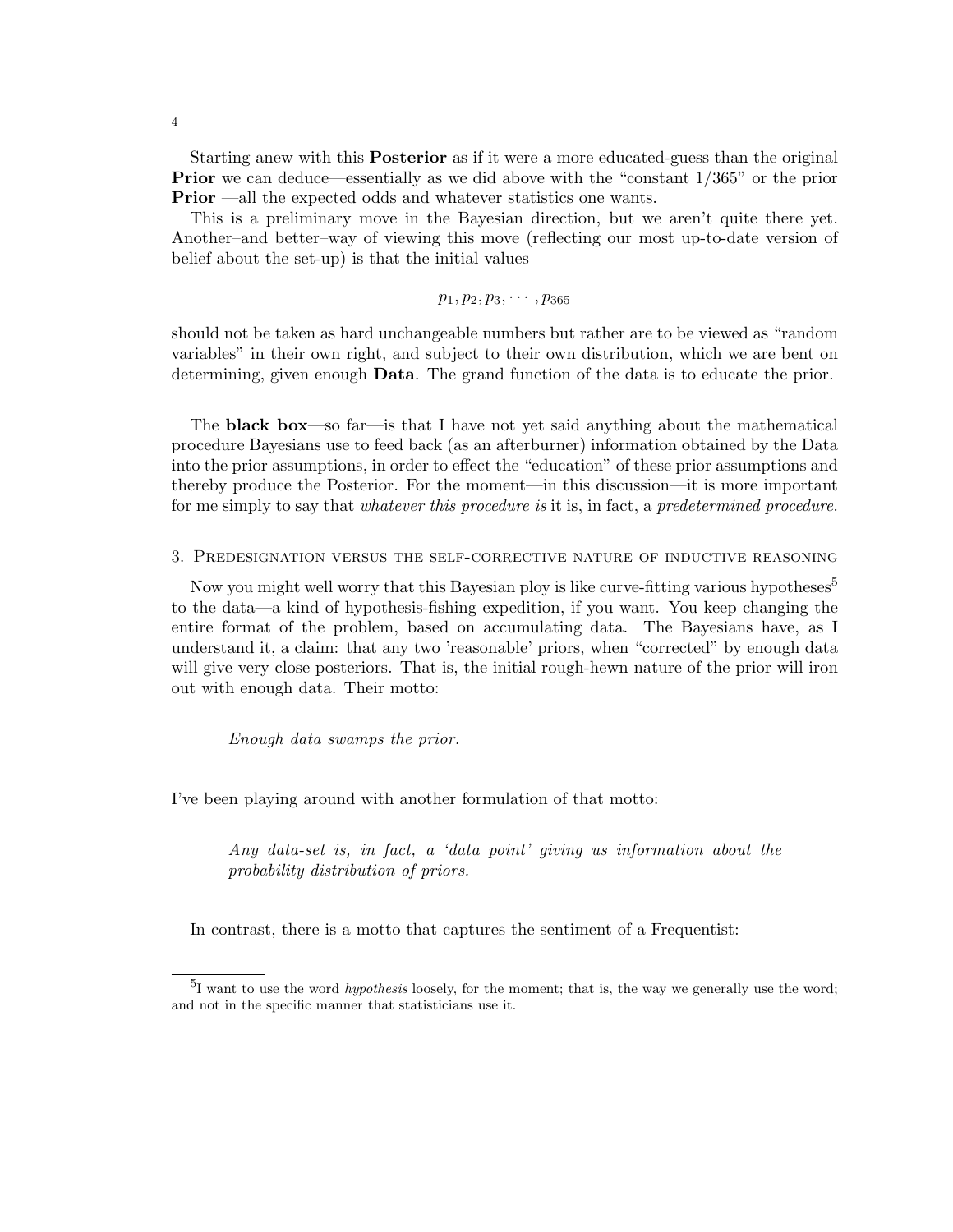Starting anew with this **Posterior** as if it were a more educated-guess than the original **Prior** we can deduce—essentially as we did above with the "constant 1/365" or the prior **Prior** —all the expected odds and whatever statistics one wants.

This is a preliminary move in the Bayesian direction, but we aren't quite there yet. Another–and better–way of viewing this move (reflecting our most up-to-date version of belief about the set-up) is that the initial values

$$p_1, p_2, p_3, \cdots, p_{365}$$

should not be taken as hard unchangeable numbers but rather are to be viewed as "random variables" in their own right, and subject to their own distribution, which we are bent on determining, given enough **Data**. The grand function of the data is to educate the prior.

The **black box**—so far—is that I have not yet said anything about the mathematical procedure Bayesians use to feed back (as an afterburner) information obtained by the Data into the prior assumptions, in order to effect the "education" of these prior assumptions and thereby produce the Posterior. For the moment—in this discussion—it is more important for me simply to say that *whatever this procedure is* it is, in fact, a *predetermined procedure*.

## 3. Predesignation versus the self-corrective nature of inductive reasoning

Now you might well worry that this Bayesian ploy is like curve-fitting various hypotheses[5] to the data—a kind of hypothesis-fishing expedition, if you want. You keep changing the entire format of the problem, based on accumulating data. The Bayesians have, as I understand it, a claim: that any two 'reasonable' priors, when "corrected" by enough data will give very close posteriors. That is, the initial rough-hewn nature of the prior will iron out with enough data. Their motto:

> *Enough data swamps the prior.*

I've been playing around with another formulation of that motto:

> *Any data-set is, in fact, a 'data point' giving us information about the probability distribution of priors.*

In contrast, there is a motto that captures the sentiment of a Frequentist:

---

[5] I want to use the word *hypothesis* loosely, for the moment; that is, the way we generally use the word; and not in the specific manner that statisticians use it.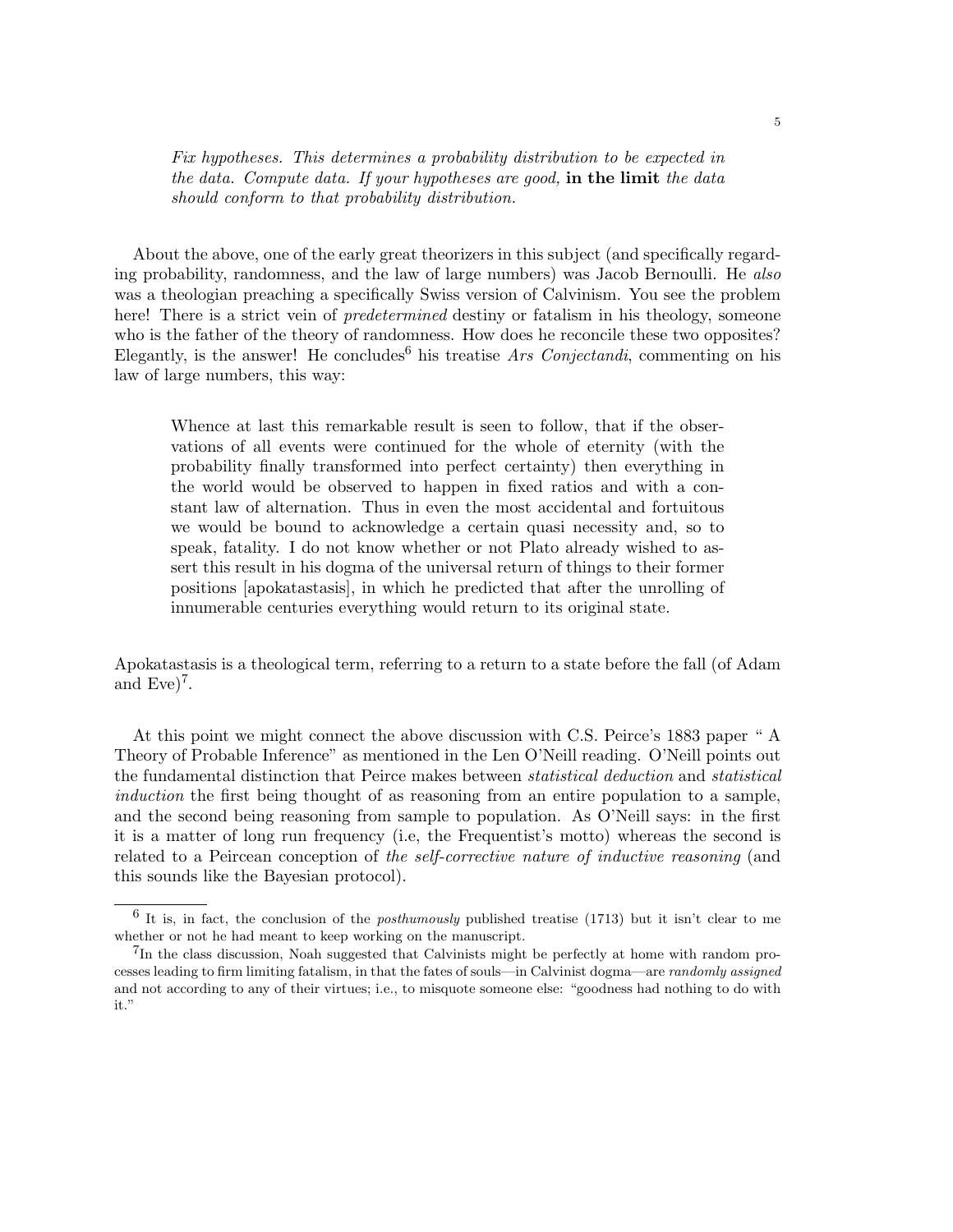> *Fix hypotheses. This determines a probability distribution to be expected in the data. Compute data. If your hypotheses are good,* **in the limit** *the data should conform to that probability distribution.*

About the above, one of the early great theorizers in this subject (and specifically regarding probability, randomness, and the law of large numbers) was Jacob Bernoulli. He *also* was a theologian preaching a specifically Swiss version of Calvinism. You see the problem here! There is a strict vein of *predetermined* destiny or fatalism in his theology, someone who is the father of the theory of randomness. How does he reconcile these two opposites? Elegantly, is the answer! He concludes[6] his treatise *Ars Conjectandi*, commenting on his law of large numbers, this way:

> Whence at last this remarkable result is seen to follow, that if the observations of all events were continued for the whole of eternity (with the probability finally transformed into perfect certainty) then everything in the world would be observed to happen in fixed ratios and with a constant law of alternation. Thus in even the most accidental and fortuitous we would be bound to acknowledge a certain quasi necessity and, so to speak, fatality. I do not know whether or not Plato already wished to assert this result in his dogma of the universal return of things to their former positions [apokatastasis], in which he predicted that after the unrolling of innumerable centuries everything would return to its original state.

Apokatastasis is a theological term, referring to a return to a state before the fall (of Adam and Eve)[7].

At this point we might connect the above discussion with C.S. Peirce's 1883 paper " A Theory of Probable Inference" as mentioned in the Len O'Neill reading. O'Neill points out the fundamental distinction that Peirce makes between *statistical deduction* and *statistical induction* the first being thought of as reasoning from an entire population to a sample, and the second being reasoning from sample to population. As O'Neill says: in the first it is a matter of long run frequency (i.e, the Frequentist's motto) whereas the second is related to a Peircean conception of *the self-corrective nature of inductive reasoning* (and this sounds like the Bayesian protocol).

---

[6] It is, in fact, the conclusion of the *posthumously* published treatise (1713) but it isn't clear to me whether or not he had meant to keep working on the manuscript.

[7] In the class discussion, Noah suggested that Calvinists might be perfectly at home with random processes leading to firm limiting fatalism, in that the fates of souls—in Calvinist dogma—are *randomly assigned* and not according to any of their virtues; i.e., to misquote someone else: "goodness had nothing to do with it."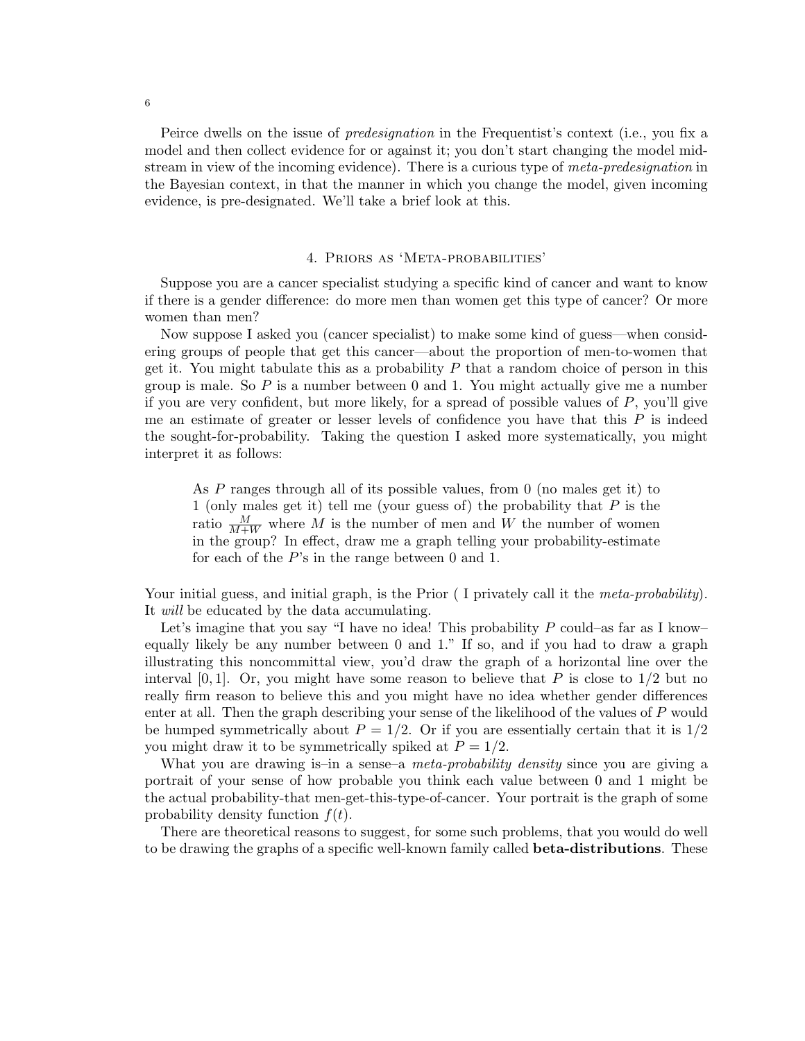Peirce dwells on the issue of *predesignation* in the Frequentist's context (i.e., you fix a model and then collect evidence for or against it; you don't start changing the model mid-stream in view of the incoming evidence). There is a curious type of *meta-predesignation* in the Bayesian context, in that the manner in which you change the model, given incoming evidence, is pre-designated. We'll take a brief look at this.

## 4. Priors as 'Meta-probabilities'

Suppose you are a cancer specialist studying a specific kind of cancer and want to know if there is a gender difference: do more men than women get this type of cancer? Or more women than men?

Now suppose I asked you (cancer specialist) to make some kind of guess—when considering groups of people that get this cancer—about the proportion of men-to-women that get it. You might tabulate this as a probability $P$ that a random choice of person in this group is male. So $P$ is a number between 0 and 1. You might actually give me a number if you are very confident, but more likely, for a spread of possible values of $P$, you'll give me an estimate of greater or lesser levels of confidence you have that this $P$ is indeed the sought-for-probability. Taking the question I asked more systematically, you might interpret it as follows:

> As $P$ ranges through all of its possible values, from 0 (no males get it) to 1 (only males get it) tell me (your guess of) the probability that $P$ is the ratio $\frac{M}{M+W}$ where $M$ is the number of men and $W$ the number of women in the group? In effect, draw me a graph telling your probability-estimate for each of the $P$'s in the range between 0 and 1.

Your initial guess, and initial graph, is the Prior ( I privately call it the *meta-probability*). It *will* be educated by the data accumulating.

Let's imagine that you say "I have no idea! This probability $P$ could–as far as I know–equally likely be any number between 0 and 1." If so, and if you had to draw a graph illustrating this noncommittal view, you'd draw the graph of a horizontal line over the interval $[0, 1]$. Or, you might have some reason to believe that $P$ is close to $1/2$ but no really firm reason to believe this and you might have no idea whether gender differences enter at all. Then the graph describing your sense of the likelihood of the values of $P$ would be humped symmetrically about $P = 1/2$. Or if you are essentially certain that it is $1/2$ you might draw it to be symmetrically spiked at $P = 1/2$.

What you are drawing is–in a sense–a *meta-probability density* since you are giving a portrait of your sense of how probable you think each value between 0 and 1 might be the actual probability-that men-get-this-type-of-cancer. Your portrait is the graph of some probability density function $f(t)$.

There are theoretical reasons to suggest, for some such problems, that you would do well to be drawing the graphs of a specific well-known family called **beta-distributions**. These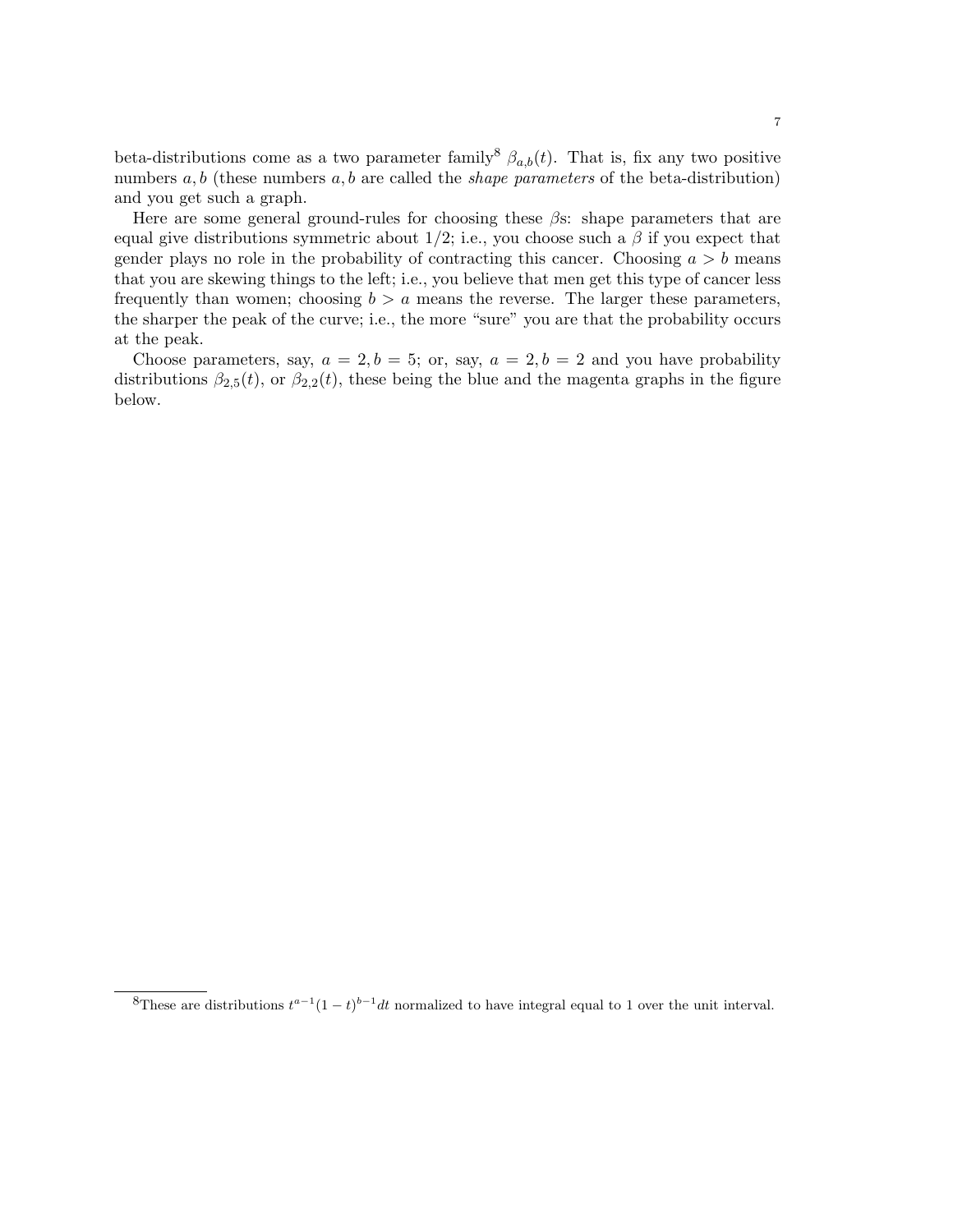beta-distributions come as a two parameter family[8] $\beta_{a,b}(t)$. That is, fix any two positive numbers $a, b$ (these numbers $a, b$ are called the *shape parameters* of the beta-distribution) and you get such a graph.

Here are some general ground-rules for choosing these $\beta$s: shape parameters that are equal give distributions symmetric about $1/2$; i.e., you choose such a $\beta$ if you expect that gender plays no role in the probability of contracting this cancer. Choosing $a > b$ means that you are skewing things to the left; i.e., you believe that men get this type of cancer less frequently than women; choosing $b > a$ means the reverse. The larger these parameters, the sharper the peak of the curve; i.e., the more "sure" you are that the probability occurs at the peak.

Choose parameters, say, $a = 2, b = 5$; or, say, $a = 2, b = 2$ and you have probability distributions $\beta_{2,5}(t)$, or $\beta_{2,2}(t)$, these being the blue and the magenta graphs in the figure below.

---

[8] These are distributions $t^{a-1}(1-t)^{b-1}dt$ normalized to have integral equal to 1 over the unit interval.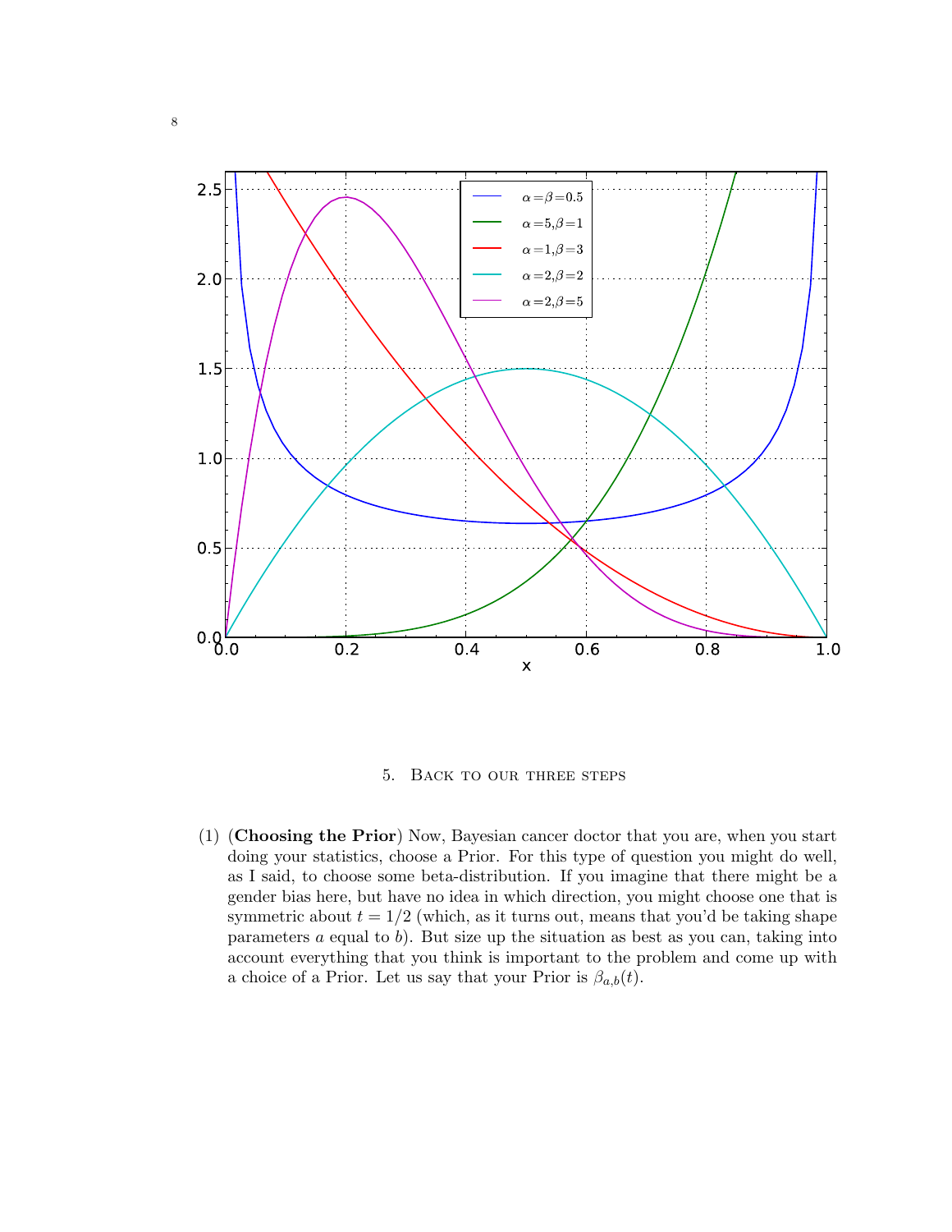## 5. Back to our three steps

(1) (**Choosing the Prior**) Now, Bayesian cancer doctor that you are, when you start doing your statistics, choose a Prior. For this type of question you might do well, as I said, to choose some beta-distribution. If you imagine that there might be a gender bias here, but have no idea in which direction, you might choose one that is symmetric about $t = 1/2$ (which, as it turns out, means that you'd be taking shape parameters $a$ equal to $b$). But size up the situation as best as you can, taking into account everything that you think is important to the problem and come up with a choice of a Prior. Let us say that your Prior is $\beta_{a,b}(t)$.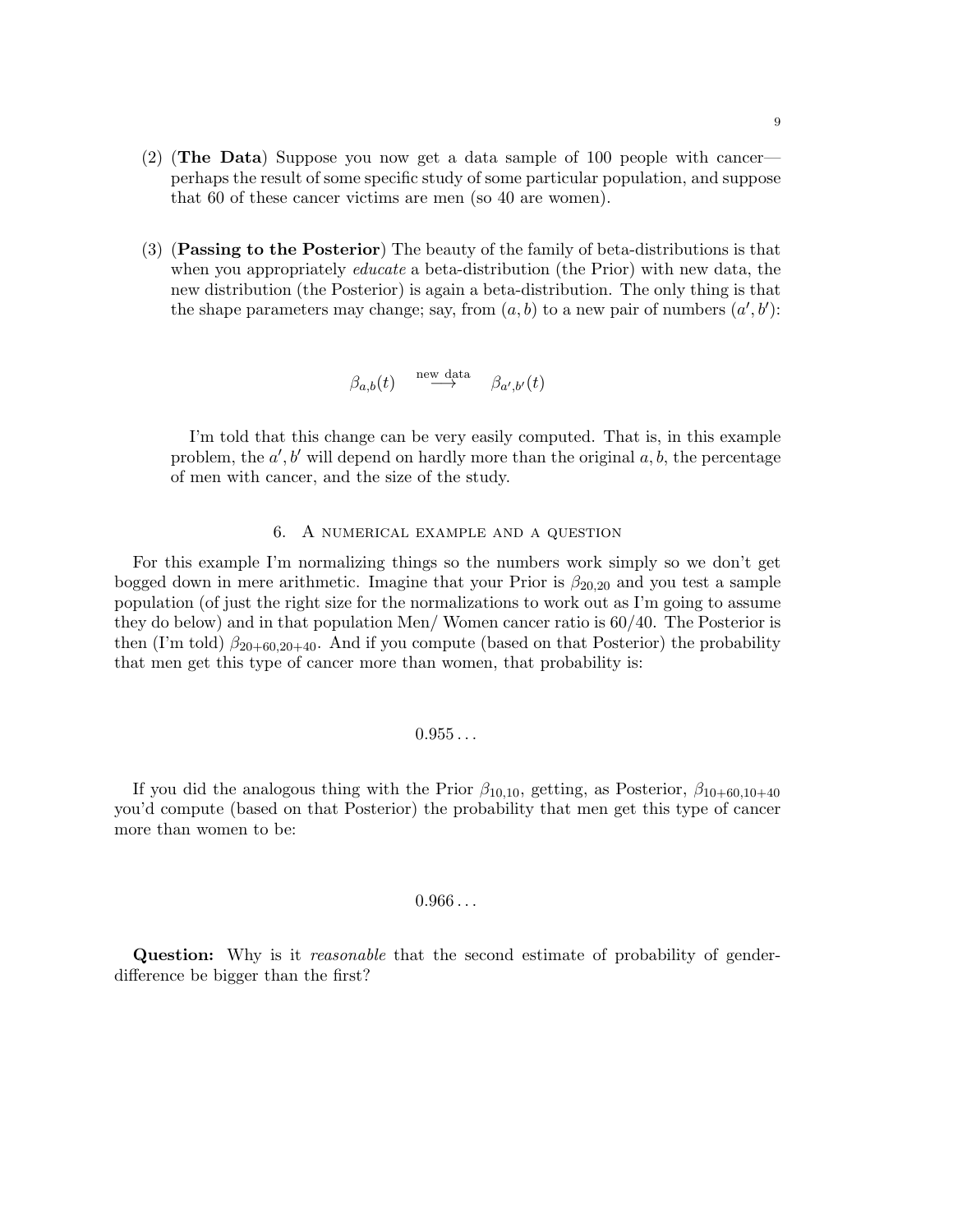(2) (**The Data**) Suppose you now get a data sample of 100 people with cancer—perhaps the result of some specific study of some particular population, and suppose that 60 of these cancer victims are men (so 40 are women).

(3) (**Passing to the Posterior**) The beauty of the family of beta-distributions is that when you appropriately *educate* a beta-distribution (the Prior) with new data, the new distribution (the Posterior) is again a beta-distribution. The only thing is that the shape parameters may change; say, from $(a, b)$ to a new pair of numbers $(a', b')$:

$$\beta_{a,b}(t) \quad \stackrel{\text{new data}}{\longrightarrow} \quad \beta_{a',b'}(t)$$

I'm told that this change can be very easily computed. That is, in this example problem, the $a', b'$ will depend on hardly more than the original $a, b$, the percentage of men with cancer, and the size of the study.

## 6. A numerical example and a question

For this example I'm normalizing things so the numbers work simply so we don't get bogged down in mere arithmetic. Imagine that your Prior is $\beta_{20,20}$ and you test a sample population (of just the right size for the normalizations to work out as I'm going to assume they do below) and in that population Men/ Women cancer ratio is 60/40. The Posterior is then (I'm told) $\beta_{20+60,20+40}$. And if you compute (based on that Posterior) the probability that men get this type of cancer more than women, that probability is:

$$0.955\ldots$$

If you did the analogous thing with the Prior $\beta_{10,10}$, getting, as Posterior, $\beta_{10+60,10+40}$ you'd compute (based on that Posterior) the probability that men get this type of cancer more than women to be:

$$0.966\ldots$$

**Question:** Why is it *reasonable* that the second estimate of probability of gender-difference be bigger than the first?